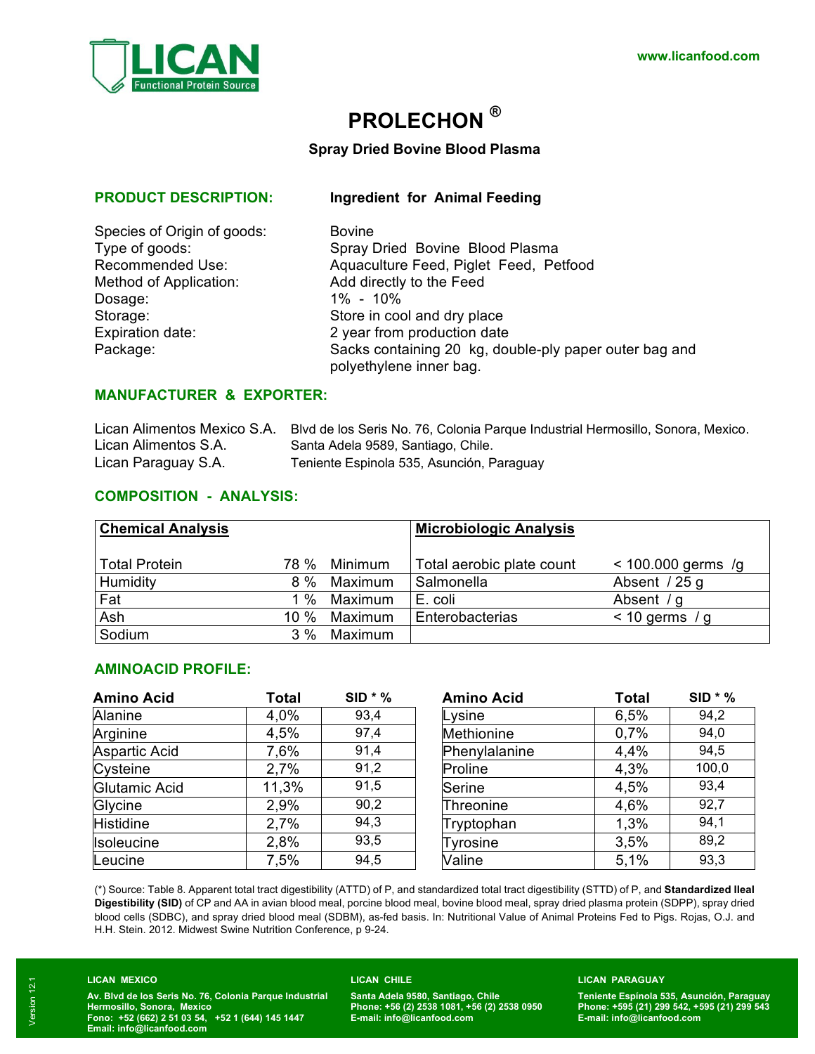www.licanfood.com

# PROLECHON ®

### Spray Dried Bovine Blood Plasma

## PRODUCT DESCRIPTION: Ingredient for Animal Feeding

| | |
|---|---|
| Species of Origin of goods: | Bovine |
| Type of goods: | Spray Dried Bovine Blood Plasma |
| Recommended Use: | Aquaculture Feed, Piglet Feed, Petfood |
| Method of Application: | Add directly to the Feed |
| Dosage: | 1% - 10% |
| Storage: | Store in cool and dry place |
| Expiration date: | 2 year from production date |
| Package: | Sacks containing 20 kg, double-ply paper outer bag and polyethylene inner bag. |

## MANUFACTURER & EXPORTER:

| | |
|---|---|
| Lican Alimentos Mexico S.A. | Blvd de los Seris No. 76, Colonia Parque Industrial Hermosillo, Sonora, Mexico. |
| Lican Alimentos S.A. | Santa Adela 9589, Santiago, Chile. |
| Lican Paraguay S.A. | Teniente Espinola 535, Asunción, Paraguay |

## COMPOSITION - ANALYSIS:

| Chemical Analysis | | | Microbiologic Analysis | |
|---|---|---|---|---|
| Total Protein | 78 % | Minimum | Total aerobic plate count | < 100.000 germs /g |
| Humidity | 8 % | Maximum | Salmonella | Absent / 25 g |
| Fat | 1 % | Maximum | E. coli | Absent / g |
| Ash | 10 % | Maximum | Enterobacterias | < 10 germs / g |
| Sodium | 3 % | Maximum | | |

## AMINOACID PROFILE:

| Amino Acid | Total | SID * % |
|---|---|---|
| Alanine | 4,0% | 93,4 |
| Arginine | 4,5% | 97,4 |
| Aspartic Acid | 7,6% | 91,4 |
| Cysteine | 2,7% | 91,2 |
| Glutamic Acid | 11,3% | 91,5 |
| Glycine | 2,9% | 90,2 |
| Histidine | 2,7% | 94,3 |
| Isoleucine | 2,8% | 93,5 |
| Leucine | 7,5% | 94,5 |

| Amino Acid | Total | SID * % |
|---|---|---|
| Lysine | 6,5% | 94,2 |
| Methionine | 0,7% | 94,0 |
| Phenylalanine | 4,4% | 94,5 |
| Proline | 4,3% | 100,0 |
| Serine | 4,5% | 93,4 |
| Threonine | 4,6% | 92,7 |
| Tryptophan | 1,3% | 94,1 |
| Tyrosine | 3,5% | 89,2 |
| Valine | 5,1% | 93,3 |

(*) Source: Table 8. Apparent total tract digestibility (ATTD) of P, and standardized total tract digestibility (STTD) of P, and **Standardized Ileal Digestibility (SID)** of CP and AA in avian blood meal, porcine blood meal, bovine blood meal, spray dried plasma protein (SDPP), spray dried blood cells (SDBC), and spray dried blood meal (SDBM), as-fed basis. In: Nutritional Value of Animal Proteins Fed to Pigs. Rojas, O.J. and H.H. Stein. 2012. Midwest Swine Nutrition Conference, p 9-24.

**LICAN MEXICO**
**Av. Blvd de los Seris No. 76, Colonia Parque Industrial Hermosillo, Sonora, Mexico**
**Fono: +52 (662) 2 51 03 54, +52 1 (644) 145 1447**
**Email: info@licanfood.com**

**LICAN CHILE**
**Santa Adela 9580, Santiago, Chile**
**Phone: +56 (2) 2538 1081, +56 (2) 2538 0950**
**E-mail: info@licanfood.com**

**LICAN PARAGUAY**
**Teniente Espinola 535, Asunción, Paraguay**
**Phone: +595 (21) 299 542, +595 (21) 299 543**
**E-mail: info@licanfood.com**

Version 12.1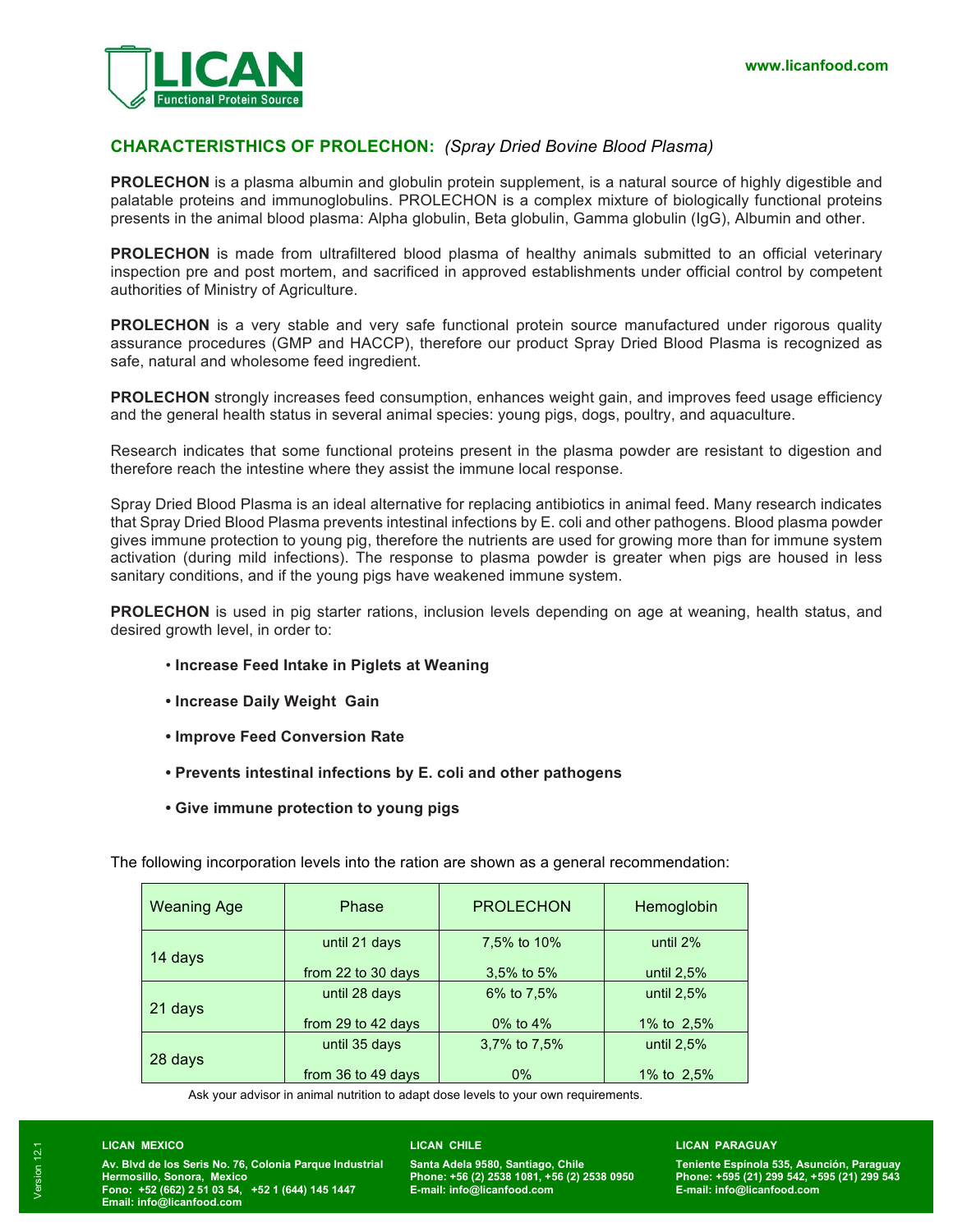## CHARACTERISTHICS OF PROLECHON: *(Spray Dried Bovine Blood Plasma)*

**PROLECHON** is a plasma albumin and globulin protein supplement, is a natural source of highly digestible and palatable proteins and immunoglobulins. PROLECHON is a complex mixture of biologically functional proteins presents in the animal blood plasma: Alpha globulin, Beta globulin, Gamma globulin (IgG), Albumin and other.

**PROLECHON** is made from ultrafiltered blood plasma of healthy animals submitted to an official veterinary inspection pre and post mortem, and sacrificed in approved establishments under official control by competent authorities of Ministry of Agriculture.

**PROLECHON** is a very stable and very safe functional protein source manufactured under rigorous quality assurance procedures (GMP and HACCP), therefore our product Spray Dried Blood Plasma is recognized as safe, natural and wholesome feed ingredient.

**PROLECHON** strongly increases feed consumption, enhances weight gain, and improves feed usage efficiency and the general health status in several animal species: young pigs, dogs, poultry, and aquaculture.

Research indicates that some functional proteins present in the plasma powder are resistant to digestion and therefore reach the intestine where they assist the immune local response.

Spray Dried Blood Plasma is an ideal alternative for replacing antibiotics in animal feed. Many research indicates that Spray Dried Blood Plasma prevents intestinal infections by E. coli and other pathogens. Blood plasma powder gives immune protection to young pig, therefore the nutrients are used for growing more than for immune system activation (during mild infections). The response to plasma powder is greater when pigs are housed in less sanitary conditions, and if the young pigs have weakened immune system.

**PROLECHON** is used in pig starter rations, inclusion levels depending on age at weaning, health status, and desired growth level, in order to:

- **Increase Feed Intake in Piglets at Weaning**
- **Increase Daily Weight Gain**
- **Improve Feed Conversion Rate**
- **Prevents intestinal infections by E. coli and other pathogens**
- **Give immune protection to young pigs**

The following incorporation levels into the ration are shown as a general recommendation:

| Weaning Age | Phase | PROLECHON | Hemoglobin |
|---|---|---|---|
| 14 days | until 21 days | 7,5% to 10% | until 2% |
| | from 22 to 30 days | 3,5% to 5% | until 2,5% |
| 21 days | until 28 days | 6% to 7,5% | until 2,5% |
| | from 29 to 42 days | 0% to 4% | 1% to 2,5% |
| 28 days | until 35 days | 3,7% to 7,5% | until 2,5% |
| | from 36 to 49 days | 0% | 1% to 2,5% |

Ask your advisor in animal nutrition to adapt dose levels to your own requirements.

**LICAN MEXICO**
Av. Blvd de los Seris No. 76, Colonia Parque Industrial
Hermosillo, Sonora, Mexico
Fono: +52 (662) 2 51 03 54, +52 1 (644) 145 1447
Email: info@licanfood.com

**LICAN CHILE**
Santa Adela 9580, Santiago, Chile
Phone: +56 (2) 2538 1081, +56 (2) 2538 0950
E-mail: info@licanfood.com

**LICAN PARAGUAY**
Teniente Espínola 535, Asunción, Paraguay
Phone: +595 (21) 299 542, +595 (21) 299 543
E-mail: info@licanfood.com